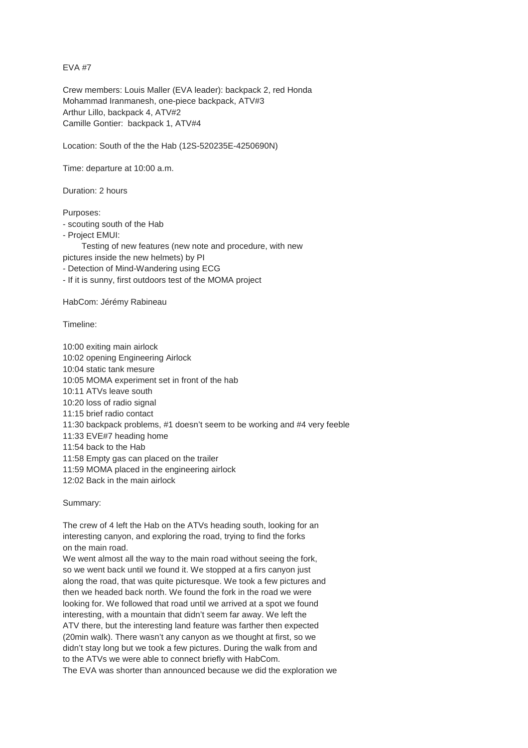EVA #7

Crew members: Louis Maller (EVA leader): backpack 2, red Honda
Mohammad Iranmanesh, one-piece backpack, ATV#3
Arthur Lillo, backpack 4, ATV#2
Camille Gontier: backpack 1, ATV#4

Location: South of the the Hab (12S-520235E-4250690N)

Time: departure at 10:00 a.m.

Duration: 2 hours

Purposes:
- scouting south of the Hab
- Project EMUI:
  Testing of new features (new note and procedure, with new pictures inside the new helmets) by PI
- Detection of Mind-Wandering using ECG
- If it is sunny, first outdoors test of the MOMA project

HabCom: Jérémy Rabineau

Timeline:

10:00 exiting main airlock
10:02 opening Engineering Airlock
10:04 static tank mesure
10:05 MOMA experiment set in front of the hab
10:11 ATVs leave south
10:20 loss of radio signal
11:15 brief radio contact
11:30 backpack problems, #1 doesn't seem to be working and #4 very feeble
11:33 EVE#7 heading home
11:54 back to the Hab
11:58 Empty gas can placed on the trailer
11:59 MOMA placed in the engineering airlock
12:02 Back in the main airlock

Summary:

The crew of 4 left the Hab on the ATVs heading south, looking for an interesting canyon, and exploring the road, trying to find the forks on the main road.
We went almost all the way to the main road without seeing the fork, so we went back until we found it. We stopped at a firs canyon just along the road, that was quite picturesque. We took a few pictures and then we headed back north. We found the fork in the road we were looking for. We followed that road until we arrived at a spot we found interesting, with a mountain that didn't seem far away. We left the ATV there, but the interesting land feature was farther then expected (20min walk). There wasn't any canyon as we thought at first, so we didn't stay long but we took a few pictures. During the walk from and to the ATVs we were able to connect briefly with HabCom.
The EVA was shorter than announced because we did the exploration we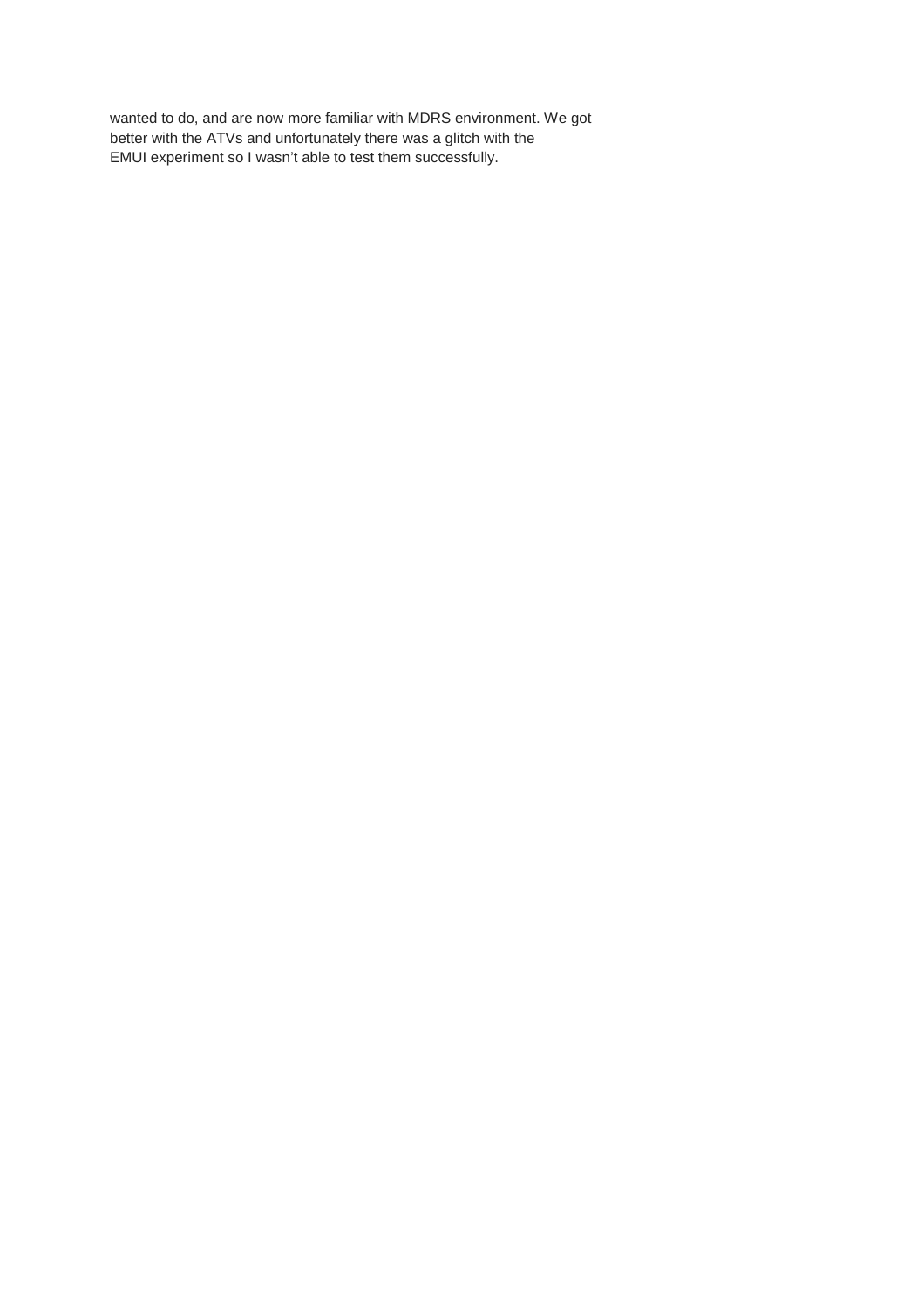wanted to do, and are now more familiar with MDRS environment. We got better with the ATVs and unfortunately there was a glitch with the EMUI experiment so I wasn't able to test them successfully.